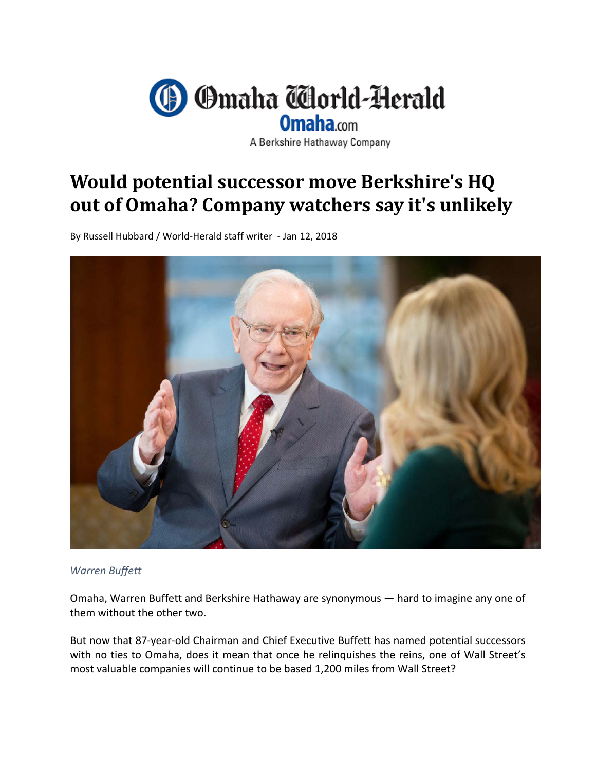Omaha World-Herald
Omaha.com
A Berkshire Hathaway Company

# Would potential successor move Berkshire's HQ out of Omaha? Company watchers say it's unlikely

By Russell Hubbard / World-Herald staff writer - Jan 12, 2018

*Warren Buffett*

Omaha, Warren Buffett and Berkshire Hathaway are synonymous — hard to imagine any one of them without the other two.

But now that 87-year-old Chairman and Chief Executive Buffett has named potential successors with no ties to Omaha, does it mean that once he relinquishes the reins, one of Wall Street's most valuable companies will continue to be based 1,200 miles from Wall Street?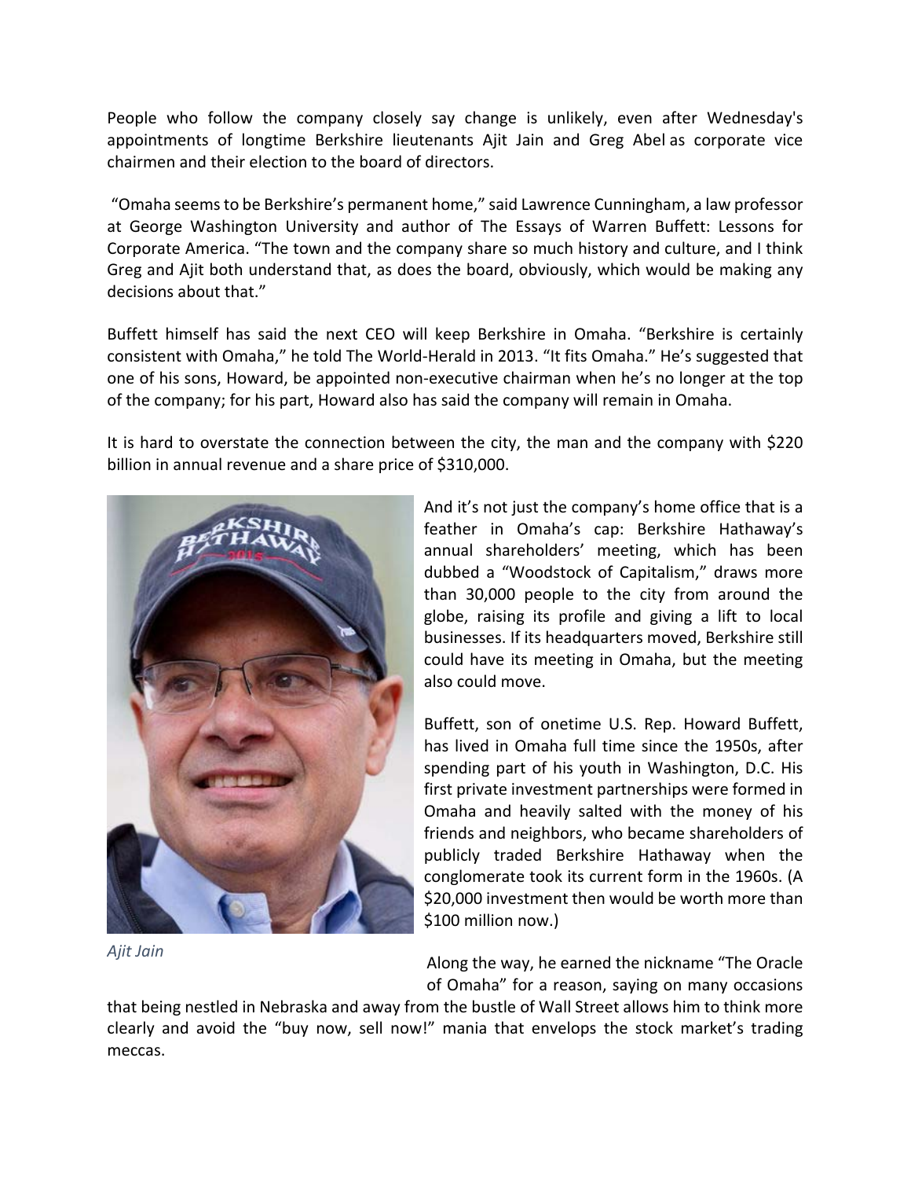People who follow the company closely say change is unlikely, even after Wednesday's appointments of longtime Berkshire lieutenants Ajit Jain and Greg Abel as corporate vice chairmen and their election to the board of directors.

"Omaha seems to be Berkshire's permanent home," said Lawrence Cunningham, a law professor at George Washington University and author of The Essays of Warren Buffett: Lessons for Corporate America. "The town and the company share so much history and culture, and I think Greg and Ajit both understand that, as does the board, obviously, which would be making any decisions about that."

Buffett himself has said the next CEO will keep Berkshire in Omaha. "Berkshire is certainly consistent with Omaha," he told The World-Herald in 2013. "It fits Omaha." He's suggested that one of his sons, Howard, be appointed non-executive chairman when he's no longer at the top of the company; for his part, Howard also has said the company will remain in Omaha.

It is hard to overstate the connection between the city, the man and the company with $220 billion in annual revenue and a share price of $310,000.

*Ajit Jain*

And it's not just the company's home office that is a feather in Omaha's cap: Berkshire Hathaway's annual shareholders' meeting, which has been dubbed a "Woodstock of Capitalism," draws more than 30,000 people to the city from around the globe, raising its profile and giving a lift to local businesses. If its headquarters moved, Berkshire still could have its meeting in Omaha, but the meeting also could move.

Buffett, son of onetime U.S. Rep. Howard Buffett, has lived in Omaha full time since the 1950s, after spending part of his youth in Washington, D.C. His first private investment partnerships were formed in Omaha and heavily salted with the money of his friends and neighbors, who became shareholders of publicly traded Berkshire Hathaway when the conglomerate took its current form in the 1960s. (A $20,000 investment then would be worth more than $100 million now.)

Along the way, he earned the nickname "The Oracle of Omaha" for a reason, saying on many occasions that being nestled in Nebraska and away from the bustle of Wall Street allows him to think more clearly and avoid the "buy now, sell now!" mania that envelops the stock market's trading meccas.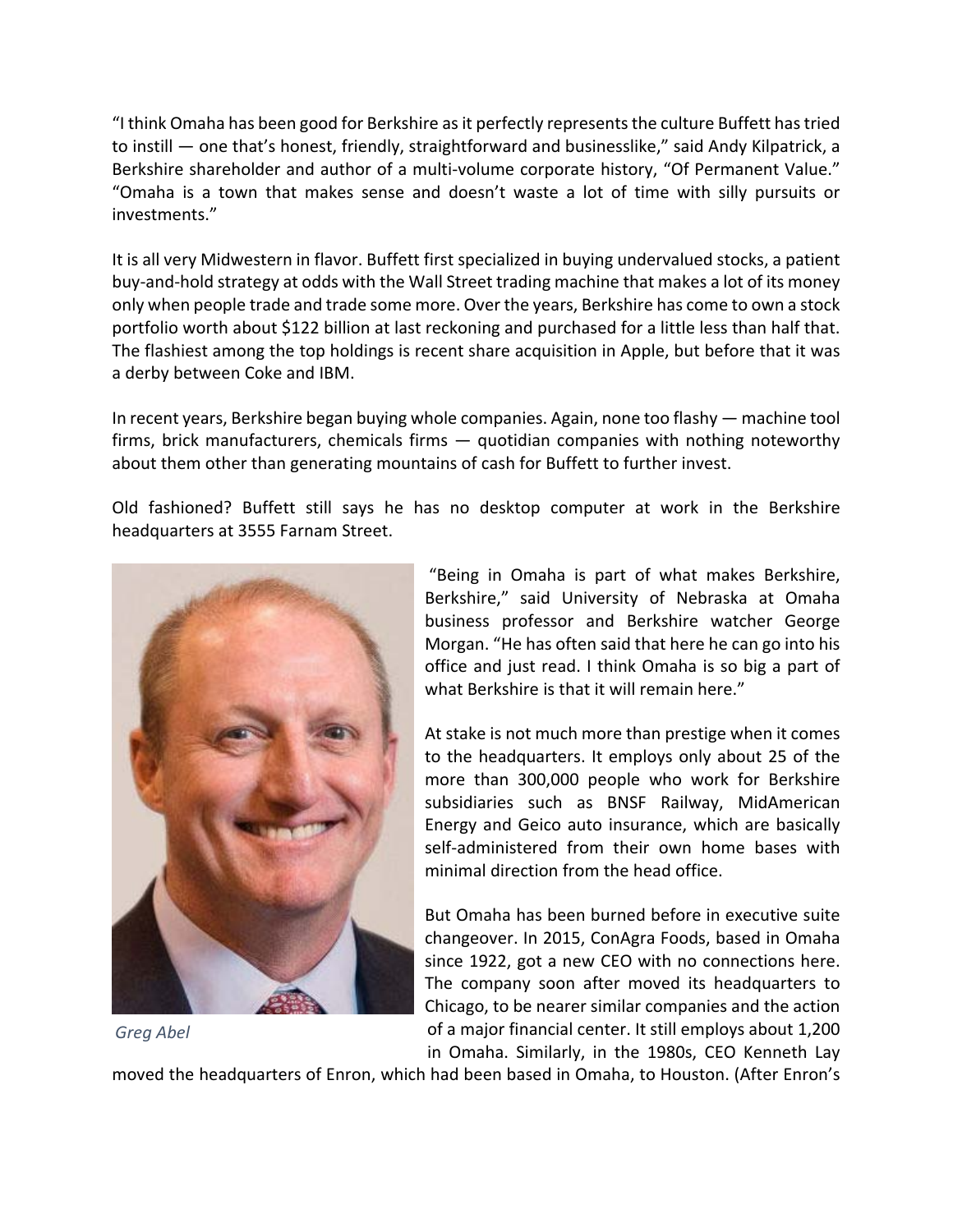"I think Omaha has been good for Berkshire as it perfectly represents the culture Buffett has tried to instill — one that's honest, friendly, straightforward and businesslike," said Andy Kilpatrick, a Berkshire shareholder and author of a multi-volume corporate history, "Of Permanent Value." "Omaha is a town that makes sense and doesn't waste a lot of time with silly pursuits or investments."

It is all very Midwestern in flavor. Buffett first specialized in buying undervalued stocks, a patient buy-and-hold strategy at odds with the Wall Street trading machine that makes a lot of its money only when people trade and trade some more. Over the years, Berkshire has come to own a stock portfolio worth about $122 billion at last reckoning and purchased for a little less than half that. The flashiest among the top holdings is recent share acquisition in Apple, but before that it was a derby between Coke and IBM.

In recent years, Berkshire began buying whole companies. Again, none too flashy — machine tool firms, brick manufacturers, chemicals firms — quotidian companies with nothing noteworthy about them other than generating mountains of cash for Buffett to further invest.

Old fashioned? Buffett still says he has no desktop computer at work in the Berkshire headquarters at 3555 Farnam Street.

*Greg Abel*

"Being in Omaha is part of what makes Berkshire, Berkshire," said University of Nebraska at Omaha business professor and Berkshire watcher George Morgan. "He has often said that here he can go into his office and just read. I think Omaha is so big a part of what Berkshire is that it will remain here."

At stake is not much more than prestige when it comes to the headquarters. It employs only about 25 of the more than 300,000 people who work for Berkshire subsidiaries such as BNSF Railway, MidAmerican Energy and Geico auto insurance, which are basically self-administered from their own home bases with minimal direction from the head office.

But Omaha has been burned before in executive suite changeover. In 2015, ConAgra Foods, based in Omaha since 1922, got a new CEO with no connections here. The company soon after moved its headquarters to Chicago, to be nearer similar companies and the action of a major financial center. It still employs about 1,200 in Omaha. Similarly, in the 1980s, CEO Kenneth Lay moved the headquarters of Enron, which had been based in Omaha, to Houston. (After Enron's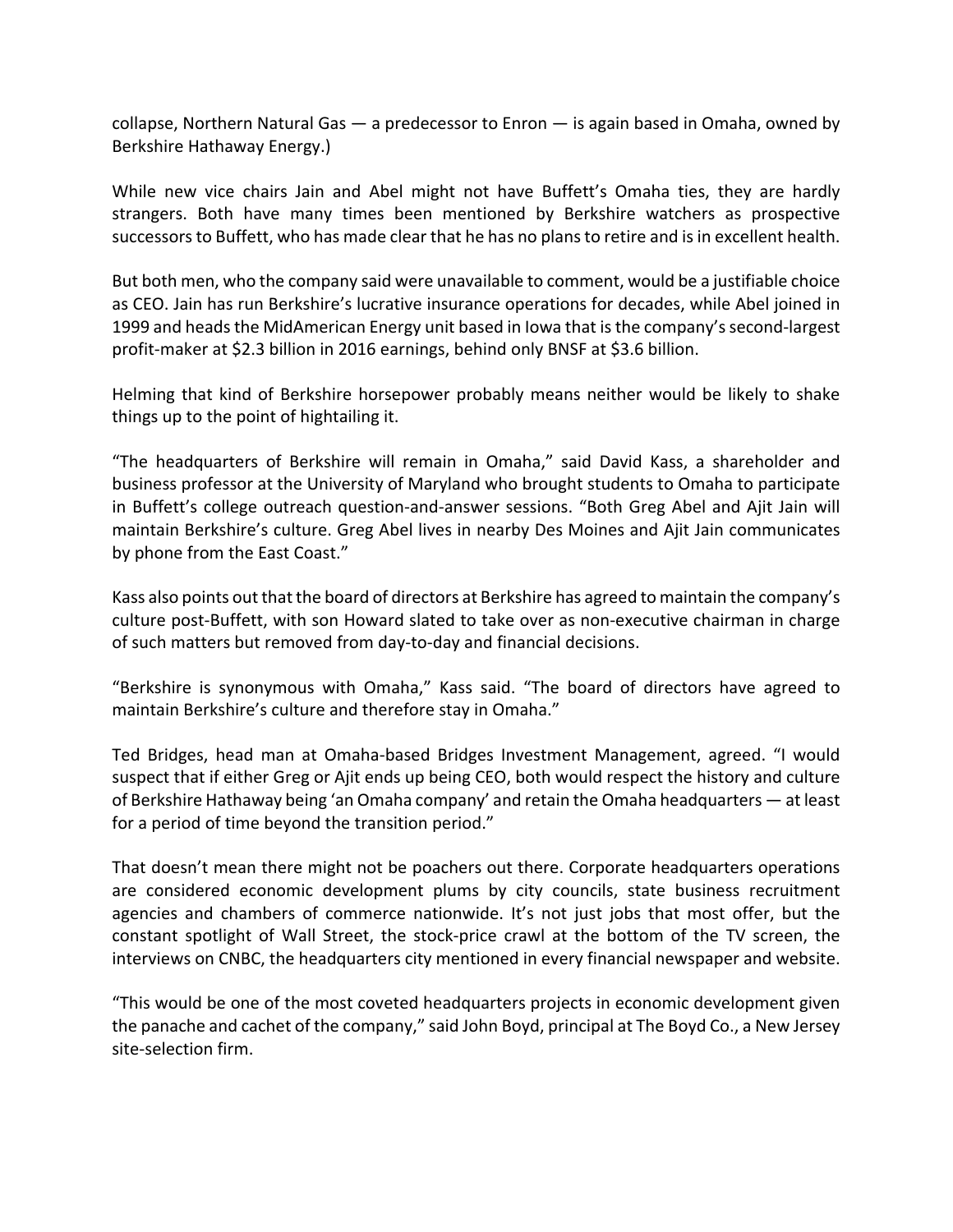collapse, Northern Natural Gas — a predecessor to Enron — is again based in Omaha, owned by Berkshire Hathaway Energy.)

While new vice chairs Jain and Abel might not have Buffett's Omaha ties, they are hardly strangers. Both have many times been mentioned by Berkshire watchers as prospective successors to Buffett, who has made clear that he has no plans to retire and is in excellent health.

But both men, who the company said were unavailable to comment, would be a justifiable choice as CEO. Jain has run Berkshire's lucrative insurance operations for decades, while Abel joined in 1999 and heads the MidAmerican Energy unit based in Iowa that is the company's second-largest profit-maker at $2.3 billion in 2016 earnings, behind only BNSF at $3.6 billion.

Helming that kind of Berkshire horsepower probably means neither would be likely to shake things up to the point of hightailing it.

"The headquarters of Berkshire will remain in Omaha," said David Kass, a shareholder and business professor at the University of Maryland who brought students to Omaha to participate in Buffett's college outreach question-and-answer sessions. "Both Greg Abel and Ajit Jain will maintain Berkshire's culture. Greg Abel lives in nearby Des Moines and Ajit Jain communicates by phone from the East Coast."

Kass also points out that the board of directors at Berkshire has agreed to maintain the company's culture post-Buffett, with son Howard slated to take over as non-executive chairman in charge of such matters but removed from day-to-day and financial decisions.

"Berkshire is synonymous with Omaha," Kass said. "The board of directors have agreed to maintain Berkshire's culture and therefore stay in Omaha."

Ted Bridges, head man at Omaha-based Bridges Investment Management, agreed. "I would suspect that if either Greg or Ajit ends up being CEO, both would respect the history and culture of Berkshire Hathaway being 'an Omaha company' and retain the Omaha headquarters — at least for a period of time beyond the transition period."

That doesn't mean there might not be poachers out there. Corporate headquarters operations are considered economic development plums by city councils, state business recruitment agencies and chambers of commerce nationwide. It's not just jobs that most offer, but the constant spotlight of Wall Street, the stock-price crawl at the bottom of the TV screen, the interviews on CNBC, the headquarters city mentioned in every financial newspaper and website.

"This would be one of the most coveted headquarters projects in economic development given the panache and cachet of the company," said John Boyd, principal at The Boyd Co., a New Jersey site-selection firm.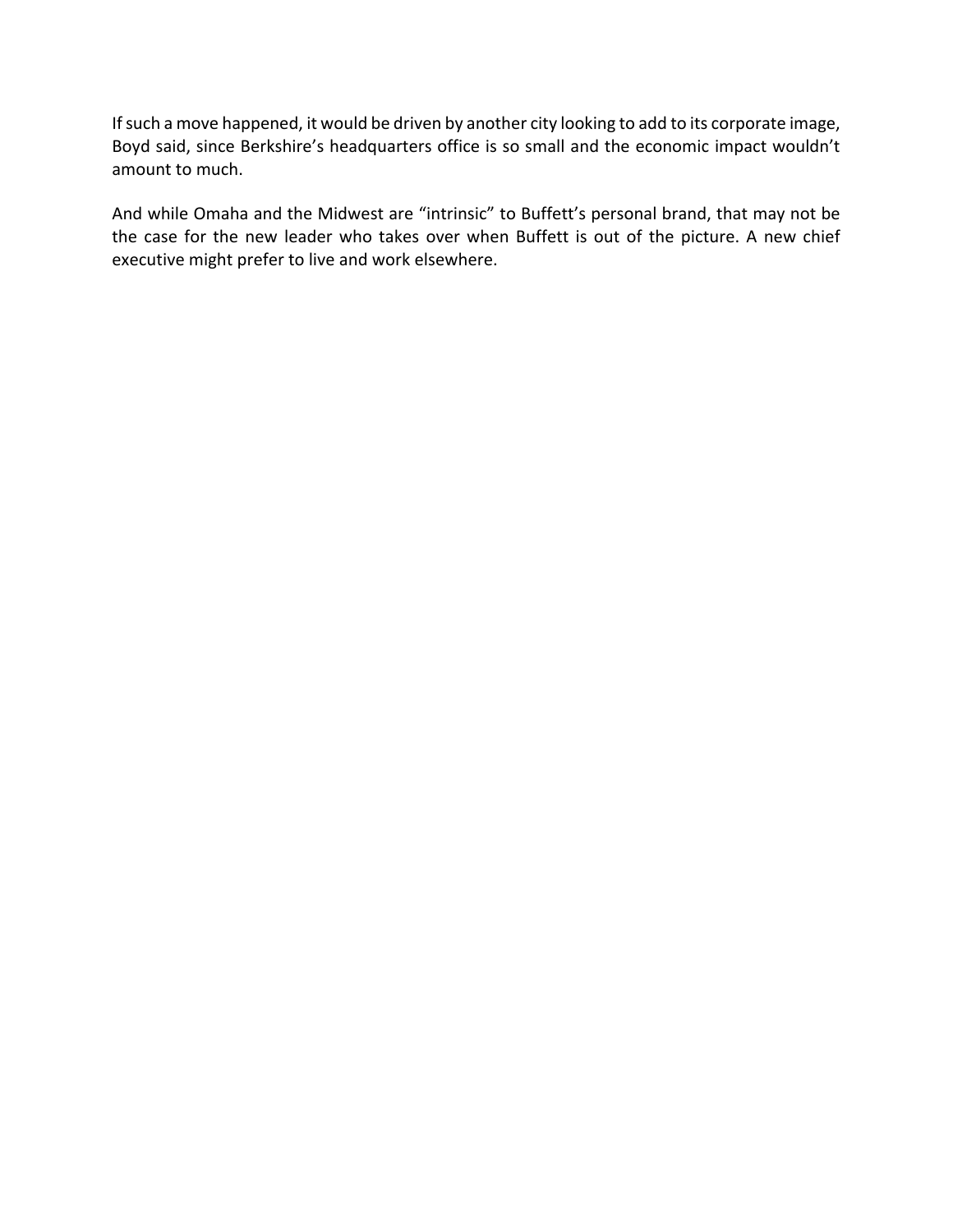If such a move happened, it would be driven by another city looking to add to its corporate image, Boyd said, since Berkshire's headquarters office is so small and the economic impact wouldn't amount to much.

And while Omaha and the Midwest are "intrinsic" to Buffett's personal brand, that may not be the case for the new leader who takes over when Buffett is out of the picture. A new chief executive might prefer to live and work elsewhere.